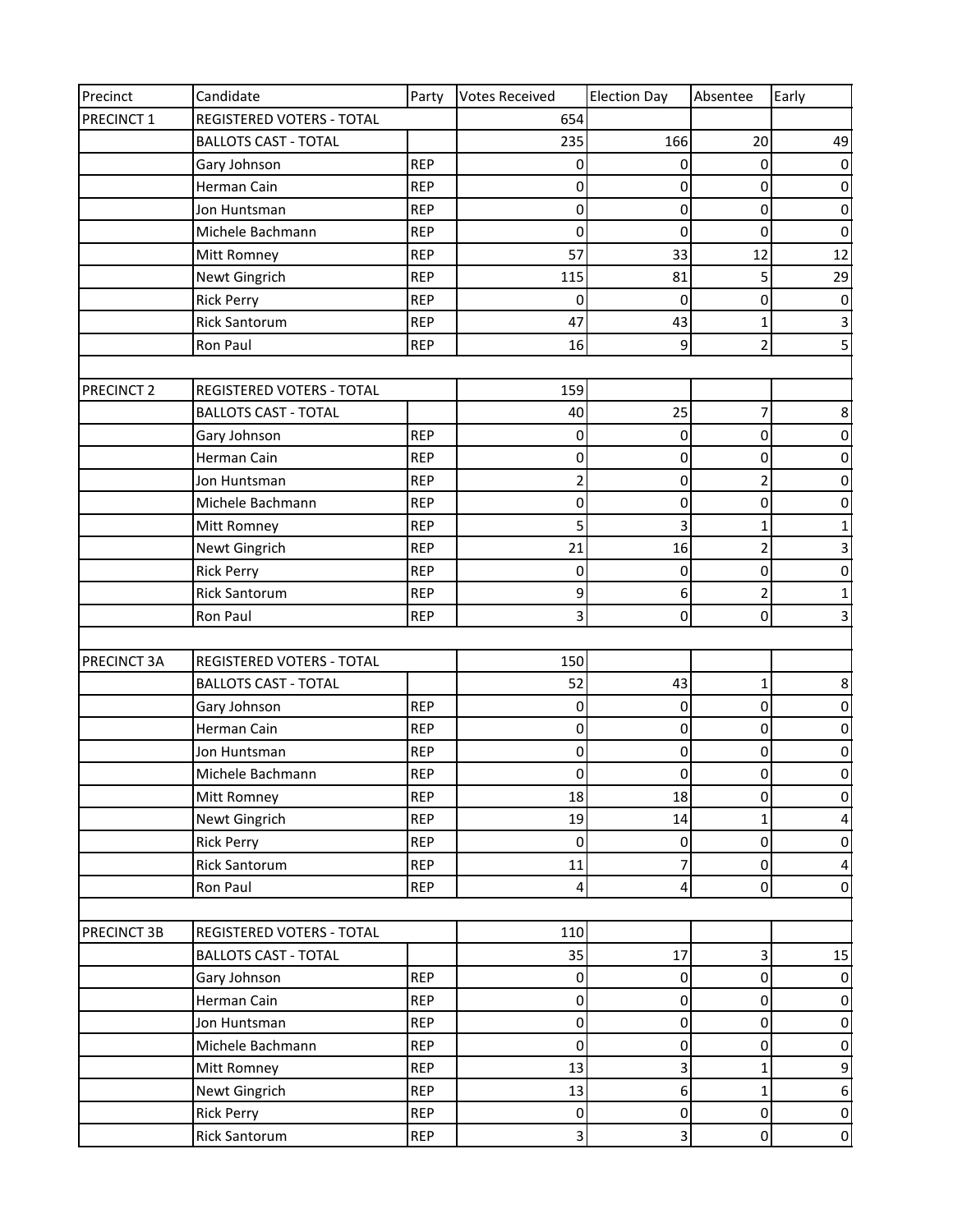| Precinct | Candidate | Party | Votes Received | Election Day | Absentee | Early |
| --- | --- | --- | --- | --- | --- | --- |
| PRECINCT 1 | REGISTERED VOTERS - TOTAL | | 654 | | | |
| | BALLOTS CAST - TOTAL | | 235 | 166 | 20 | 49 |
| | Gary Johnson | REP | 0 | 0 | 0 | 0 |
| | Herman Cain | REP | 0 | 0 | 0 | 0 |
| | Jon Huntsman | REP | 0 | 0 | 0 | 0 |
| | Michele Bachmann | REP | 0 | 0 | 0 | 0 |
| | Mitt Romney | REP | 57 | 33 | 12 | 12 |
| | Newt Gingrich | REP | 115 | 81 | 5 | 29 |
| | Rick Perry | REP | 0 | 0 | 0 | 0 |
| | Rick Santorum | REP | 47 | 43 | 1 | 3 |
| | Ron Paul | REP | 16 | 9 | 2 | 5 |
| | | | | | | |
| PRECINCT 2 | REGISTERED VOTERS - TOTAL | | 159 | | | |
| | BALLOTS CAST - TOTAL | | 40 | 25 | 7 | 8 |
| | Gary Johnson | REP | 0 | 0 | 0 | 0 |
| | Herman Cain | REP | 0 | 0 | 0 | 0 |
| | Jon Huntsman | REP | 2 | 0 | 2 | 0 |
| | Michele Bachmann | REP | 0 | 0 | 0 | 0 |
| | Mitt Romney | REP | 5 | 3 | 1 | 1 |
| | Newt Gingrich | REP | 21 | 16 | 2 | 3 |
| | Rick Perry | REP | 0 | 0 | 0 | 0 |
| | Rick Santorum | REP | 9 | 6 | 2 | 1 |
| | Ron Paul | REP | 3 | 0 | 0 | 3 |
| | | | | | | |
| PRECINCT 3A | REGISTERED VOTERS - TOTAL | | 150 | | | |
| | BALLOTS CAST - TOTAL | | 52 | 43 | 1 | 8 |
| | Gary Johnson | REP | 0 | 0 | 0 | 0 |
| | Herman Cain | REP | 0 | 0 | 0 | 0 |
| | Jon Huntsman | REP | 0 | 0 | 0 | 0 |
| | Michele Bachmann | REP | 0 | 0 | 0 | 0 |
| | Mitt Romney | REP | 18 | 18 | 0 | 0 |
| | Newt Gingrich | REP | 19 | 14 | 1 | 4 |
| | Rick Perry | REP | 0 | 0 | 0 | 0 |
| | Rick Santorum | REP | 11 | 7 | 0 | 4 |
| | Ron Paul | REP | 4 | 4 | 0 | 0 |
| | | | | | | |
| PRECINCT 3B | REGISTERED VOTERS - TOTAL | | 110 | | | |
| | BALLOTS CAST - TOTAL | | 35 | 17 | 3 | 15 |
| | Gary Johnson | REP | 0 | 0 | 0 | 0 |
| | Herman Cain | REP | 0 | 0 | 0 | 0 |
| | Jon Huntsman | REP | 0 | 0 | 0 | 0 |
| | Michele Bachmann | REP | 0 | 0 | 0 | 0 |
| | Mitt Romney | REP | 13 | 3 | 1 | 9 |
| | Newt Gingrich | REP | 13 | 6 | 1 | 6 |
| | Rick Perry | REP | 0 | 0 | 0 | 0 |
| | Rick Santorum | REP | 3 | 3 | 0 | 0 |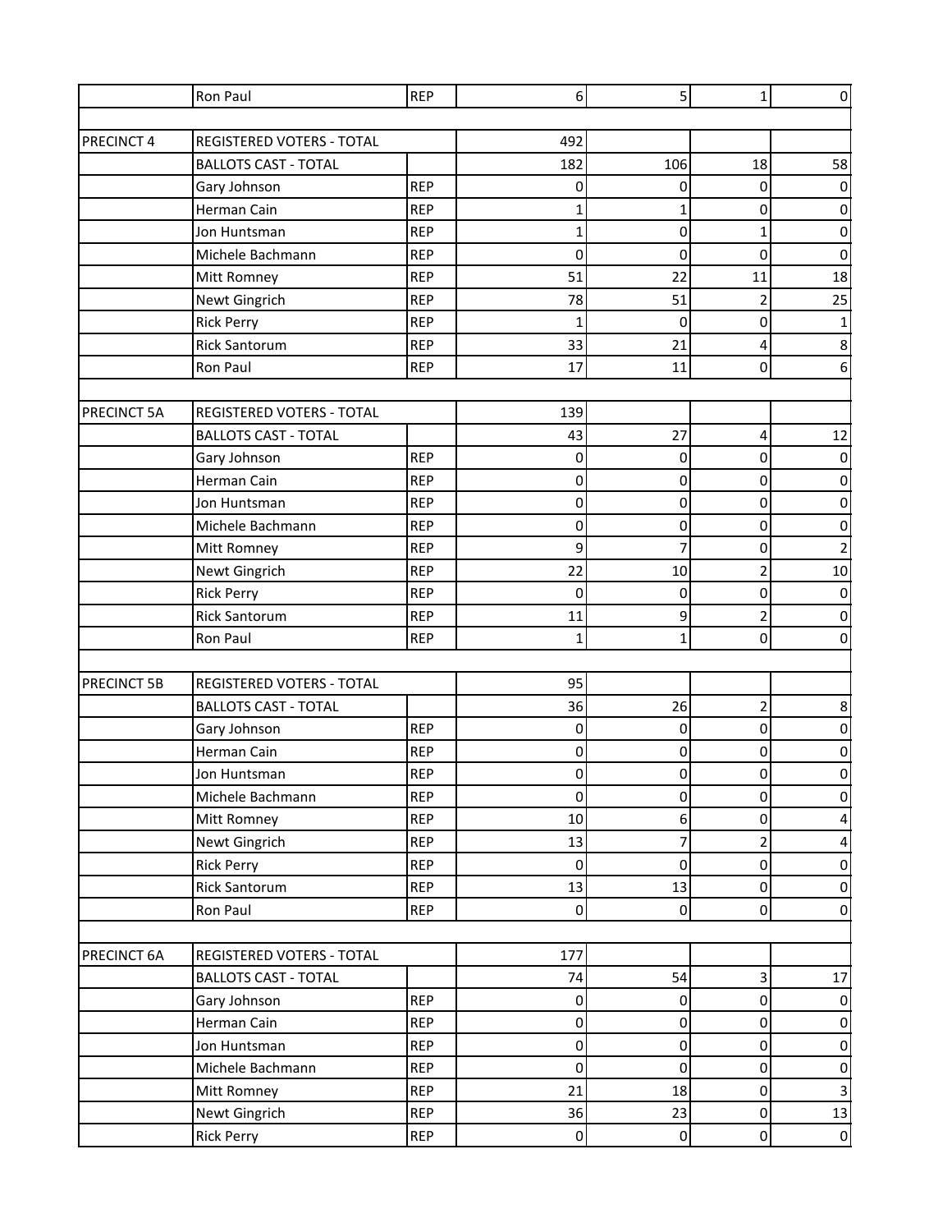| | | | | | | |
|---|---|---|---|---|---|---|
| | Ron Paul | REP | 6 | 5 | 1 | 0 |
| | | | | | | |
| PRECINCT 4 | REGISTERED VOTERS - TOTAL | | 492 | | | |
| | BALLOTS CAST - TOTAL | | 182 | 106 | 18 | 58 |
| | Gary Johnson | REP | 0 | 0 | 0 | 0 |
| | Herman Cain | REP | 1 | 1 | 0 | 0 |
| | Jon Huntsman | REP | 1 | 0 | 1 | 0 |
| | Michele Bachmann | REP | 0 | 0 | 0 | 0 |
| | Mitt Romney | REP | 51 | 22 | 11 | 18 |
| | Newt Gingrich | REP | 78 | 51 | 2 | 25 |
| | Rick Perry | REP | 1 | 0 | 0 | 1 |
| | Rick Santorum | REP | 33 | 21 | 4 | 8 |
| | Ron Paul | REP | 17 | 11 | 0 | 6 |
| | | | | | | |
| PRECINCT 5A | REGISTERED VOTERS - TOTAL | | 139 | | | |
| | BALLOTS CAST - TOTAL | | 43 | 27 | 4 | 12 |
| | Gary Johnson | REP | 0 | 0 | 0 | 0 |
| | Herman Cain | REP | 0 | 0 | 0 | 0 |
| | Jon Huntsman | REP | 0 | 0 | 0 | 0 |
| | Michele Bachmann | REP | 0 | 0 | 0 | 0 |
| | Mitt Romney | REP | 9 | 7 | 0 | 2 |
| | Newt Gingrich | REP | 22 | 10 | 2 | 10 |
| | Rick Perry | REP | 0 | 0 | 0 | 0 |
| | Rick Santorum | REP | 11 | 9 | 2 | 0 |
| | Ron Paul | REP | 1 | 1 | 0 | 0 |
| | | | | | | |
| PRECINCT 5B | REGISTERED VOTERS - TOTAL | | 95 | | | |
| | BALLOTS CAST - TOTAL | | 36 | 26 | 2 | 8 |
| | Gary Johnson | REP | 0 | 0 | 0 | 0 |
| | Herman Cain | REP | 0 | 0 | 0 | 0 |
| | Jon Huntsman | REP | 0 | 0 | 0 | 0 |
| | Michele Bachmann | REP | 0 | 0 | 0 | 0 |
| | Mitt Romney | REP | 10 | 6 | 0 | 4 |
| | Newt Gingrich | REP | 13 | 7 | 2 | 4 |
| | Rick Perry | REP | 0 | 0 | 0 | 0 |
| | Rick Santorum | REP | 13 | 13 | 0 | 0 |
| | Ron Paul | REP | 0 | 0 | 0 | 0 |
| | | | | | | |
| PRECINCT 6A | REGISTERED VOTERS - TOTAL | | 177 | | | |
| | BALLOTS CAST - TOTAL | | 74 | 54 | 3 | 17 |
| | Gary Johnson | REP | 0 | 0 | 0 | 0 |
| | Herman Cain | REP | 0 | 0 | 0 | 0 |
| | Jon Huntsman | REP | 0 | 0 | 0 | 0 |
| | Michele Bachmann | REP | 0 | 0 | 0 | 0 |
| | Mitt Romney | REP | 21 | 18 | 0 | 3 |
| | Newt Gingrich | REP | 36 | 23 | 0 | 13 |
| | Rick Perry | REP | 0 | 0 | 0 | 0 |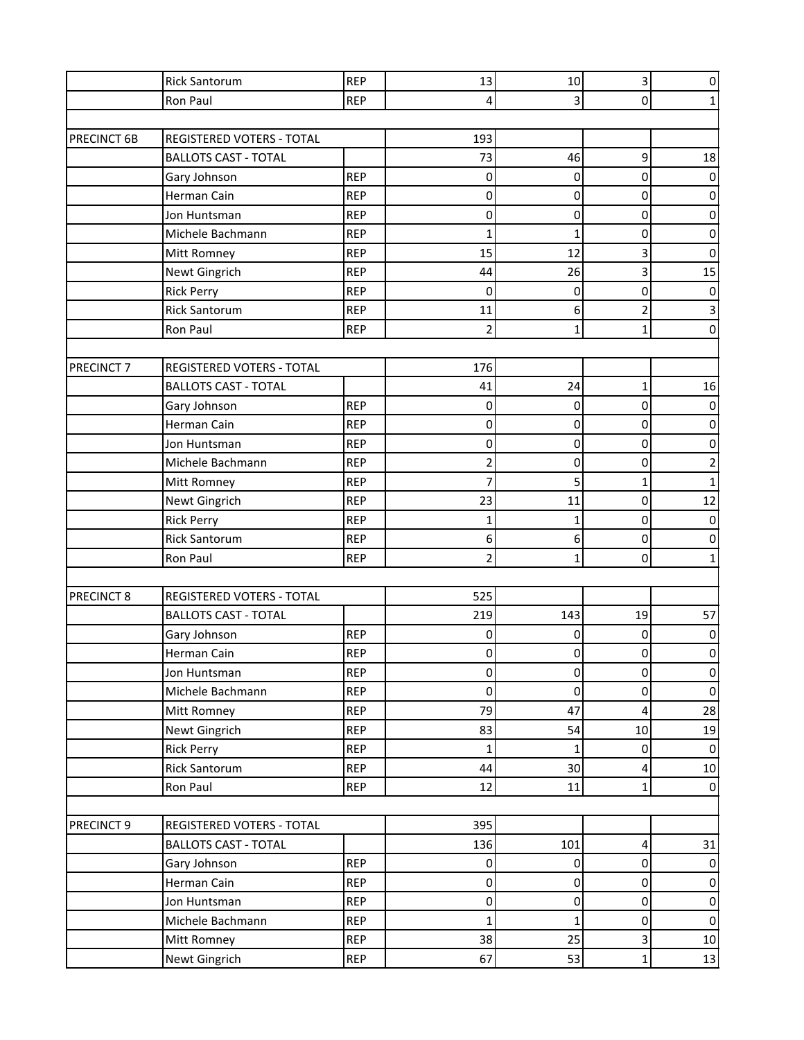|  |  |  |  |  |  |  |
|---|---|---|---|---|---|---|
|  | Rick Santorum | REP | 13 | 10 | 3 | 0 |
|  | Ron Paul | REP | 4 | 3 | 0 | 1 |
|  |  |  |  |  |  |  |
| PRECINCT 6B | REGISTERED VOTERS - TOTAL |  | 193 |  |  |  |
|  | BALLOTS CAST - TOTAL |  | 73 | 46 | 9 | 18 |
|  | Gary Johnson | REP | 0 | 0 | 0 | 0 |
|  | Herman Cain | REP | 0 | 0 | 0 | 0 |
|  | Jon Huntsman | REP | 0 | 0 | 0 | 0 |
|  | Michele Bachmann | REP | 1 | 1 | 0 | 0 |
|  | Mitt Romney | REP | 15 | 12 | 3 | 0 |
|  | Newt Gingrich | REP | 44 | 26 | 3 | 15 |
|  | Rick Perry | REP | 0 | 0 | 0 | 0 |
|  | Rick Santorum | REP | 11 | 6 | 2 | 3 |
|  | Ron Paul | REP | 2 | 1 | 1 | 0 |
|  |  |  |  |  |  |  |
| PRECINCT 7 | REGISTERED VOTERS - TOTAL |  | 176 |  |  |  |
|  | BALLOTS CAST - TOTAL |  | 41 | 24 | 1 | 16 |
|  | Gary Johnson | REP | 0 | 0 | 0 | 0 |
|  | Herman Cain | REP | 0 | 0 | 0 | 0 |
|  | Jon Huntsman | REP | 0 | 0 | 0 | 0 |
|  | Michele Bachmann | REP | 2 | 0 | 0 | 2 |
|  | Mitt Romney | REP | 7 | 5 | 1 | 1 |
|  | Newt Gingrich | REP | 23 | 11 | 0 | 12 |
|  | Rick Perry | REP | 1 | 1 | 0 | 0 |
|  | Rick Santorum | REP | 6 | 6 | 0 | 0 |
|  | Ron Paul | REP | 2 | 1 | 0 | 1 |
|  |  |  |  |  |  |  |
| PRECINCT 8 | REGISTERED VOTERS - TOTAL |  | 525 |  |  |  |
|  | BALLOTS CAST - TOTAL |  | 219 | 143 | 19 | 57 |
|  | Gary Johnson | REP | 0 | 0 | 0 | 0 |
|  | Herman Cain | REP | 0 | 0 | 0 | 0 |
|  | Jon Huntsman | REP | 0 | 0 | 0 | 0 |
|  | Michele Bachmann | REP | 0 | 0 | 0 | 0 |
|  | Mitt Romney | REP | 79 | 47 | 4 | 28 |
|  | Newt Gingrich | REP | 83 | 54 | 10 | 19 |
|  | Rick Perry | REP | 1 | 1 | 0 | 0 |
|  | Rick Santorum | REP | 44 | 30 | 4 | 10 |
|  | Ron Paul | REP | 12 | 11 | 1 | 0 |
|  |  |  |  |  |  |  |
| PRECINCT 9 | REGISTERED VOTERS - TOTAL |  | 395 |  |  |  |
|  | BALLOTS CAST - TOTAL |  | 136 | 101 | 4 | 31 |
|  | Gary Johnson | REP | 0 | 0 | 0 | 0 |
|  | Herman Cain | REP | 0 | 0 | 0 | 0 |
|  | Jon Huntsman | REP | 0 | 0 | 0 | 0 |
|  | Michele Bachmann | REP | 1 | 1 | 0 | 0 |
|  | Mitt Romney | REP | 38 | 25 | 3 | 10 |
|  | Newt Gingrich | REP | 67 | 53 | 1 | 13 |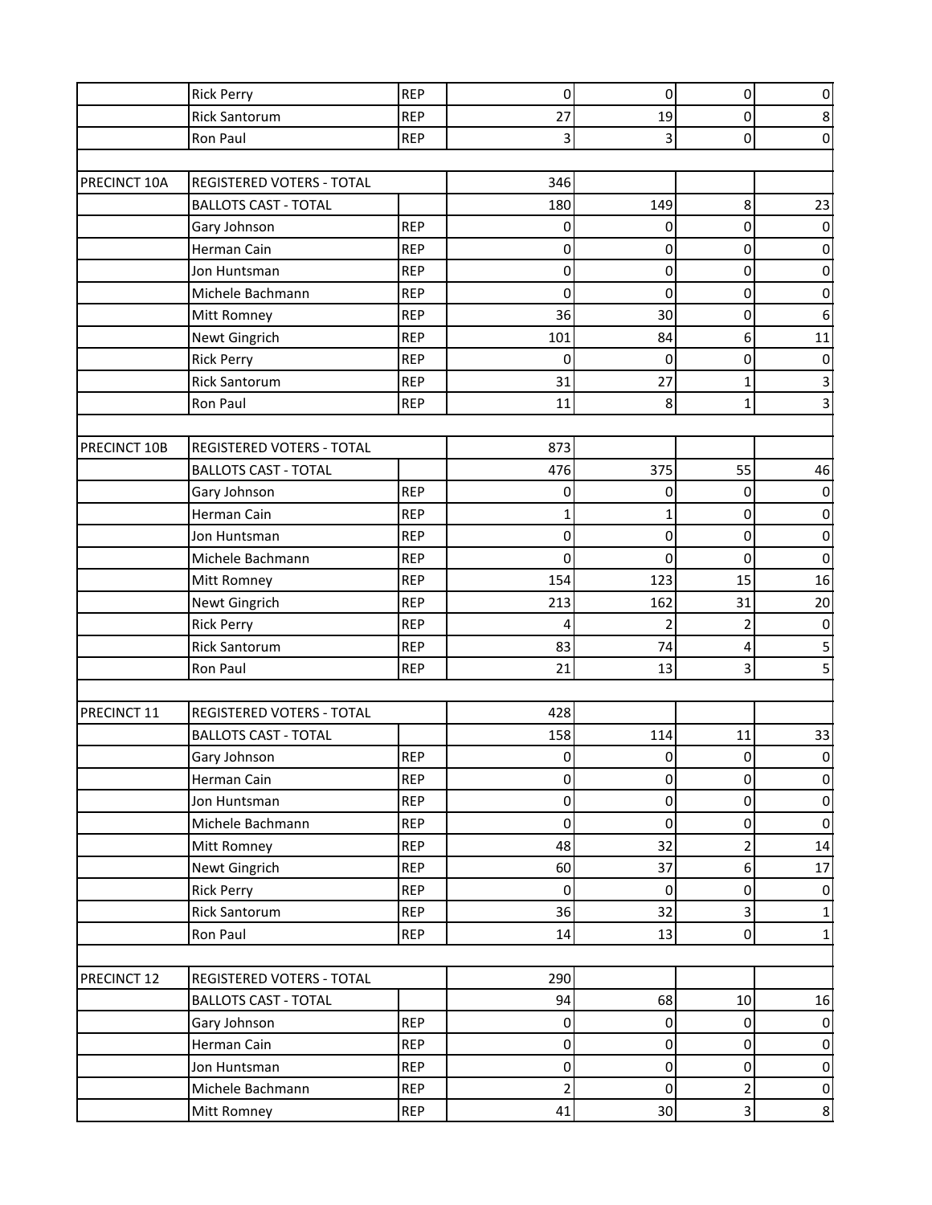| | | | | | | |
|---|---|---|---|---|---|---|
| | Rick Perry | REP | 0 | 0 | 0 | 0 |
| | Rick Santorum | REP | 27 | 19 | 0 | 8 |
| | Ron Paul | REP | 3 | 3 | 0 | 0 |
| | | | | | | |
| PRECINCT 10A | REGISTERED VOTERS - TOTAL | | 346 | | | |
| | BALLOTS CAST - TOTAL | | 180 | 149 | 8 | 23 |
| | Gary Johnson | REP | 0 | 0 | 0 | 0 |
| | Herman Cain | REP | 0 | 0 | 0 | 0 |
| | Jon Huntsman | REP | 0 | 0 | 0 | 0 |
| | Michele Bachmann | REP | 0 | 0 | 0 | 0 |
| | Mitt Romney | REP | 36 | 30 | 0 | 6 |
| | Newt Gingrich | REP | 101 | 84 | 6 | 11 |
| | Rick Perry | REP | 0 | 0 | 0 | 0 |
| | Rick Santorum | REP | 31 | 27 | 1 | 3 |
| | Ron Paul | REP | 11 | 8 | 1 | 3 |
| | | | | | | |
| PRECINCT 10B | REGISTERED VOTERS - TOTAL | | 873 | | | |
| | BALLOTS CAST - TOTAL | | 476 | 375 | 55 | 46 |
| | Gary Johnson | REP | 0 | 0 | 0 | 0 |
| | Herman Cain | REP | 1 | 1 | 0 | 0 |
| | Jon Huntsman | REP | 0 | 0 | 0 | 0 |
| | Michele Bachmann | REP | 0 | 0 | 0 | 0 |
| | Mitt Romney | REP | 154 | 123 | 15 | 16 |
| | Newt Gingrich | REP | 213 | 162 | 31 | 20 |
| | Rick Perry | REP | 4 | 2 | 2 | 0 |
| | Rick Santorum | REP | 83 | 74 | 4 | 5 |
| | Ron Paul | REP | 21 | 13 | 3 | 5 |
| | | | | | | |
| PRECINCT 11 | REGISTERED VOTERS - TOTAL | | 428 | | | |
| | BALLOTS CAST - TOTAL | | 158 | 114 | 11 | 33 |
| | Gary Johnson | REP | 0 | 0 | 0 | 0 |
| | Herman Cain | REP | 0 | 0 | 0 | 0 |
| | Jon Huntsman | REP | 0 | 0 | 0 | 0 |
| | Michele Bachmann | REP | 0 | 0 | 0 | 0 |
| | Mitt Romney | REP | 48 | 32 | 2 | 14 |
| | Newt Gingrich | REP | 60 | 37 | 6 | 17 |
| | Rick Perry | REP | 0 | 0 | 0 | 0 |
| | Rick Santorum | REP | 36 | 32 | 3 | 1 |
| | Ron Paul | REP | 14 | 13 | 0 | 1 |
| | | | | | | |
| PRECINCT 12 | REGISTERED VOTERS - TOTAL | | 290 | | | |
| | BALLOTS CAST - TOTAL | | 94 | 68 | 10 | 16 |
| | Gary Johnson | REP | 0 | 0 | 0 | 0 |
| | Herman Cain | REP | 0 | 0 | 0 | 0 |
| | Jon Huntsman | REP | 0 | 0 | 0 | 0 |
| | Michele Bachmann | REP | 2 | 0 | 2 | 0 |
| | Mitt Romney | REP | 41 | 30 | 3 | 8 |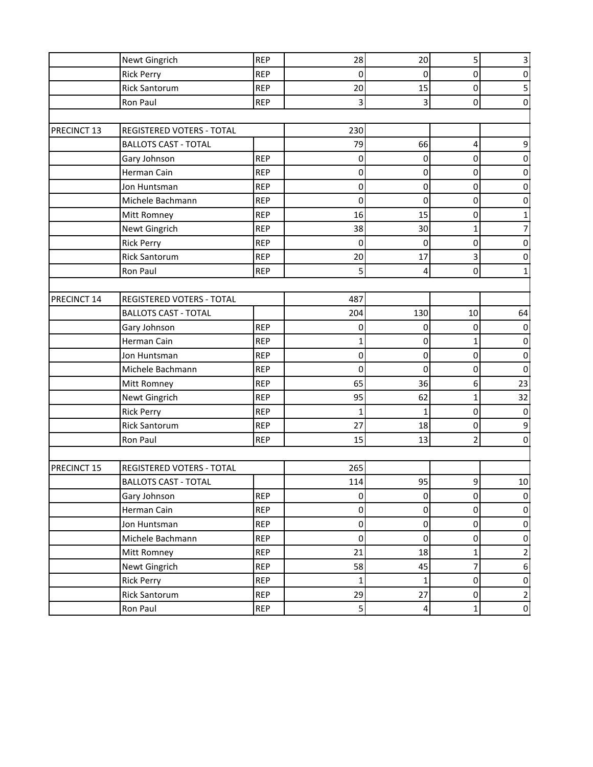| | | | | | | |
|---|---|---|---|---|---|---|
| | Newt Gingrich | REP | 28 | 20 | 5 | 3 |
| | Rick Perry | REP | 0 | 0 | 0 | 0 |
| | Rick Santorum | REP | 20 | 15 | 0 | 5 |
| | Ron Paul | REP | 3 | 3 | 0 | 0 |
| | | | | | | |
| PRECINCT 13 | REGISTERED VOTERS - TOTAL | | 230 | | | |
| | BALLOTS CAST - TOTAL | | 79 | 66 | 4 | 9 |
| | Gary Johnson | REP | 0 | 0 | 0 | 0 |
| | Herman Cain | REP | 0 | 0 | 0 | 0 |
| | Jon Huntsman | REP | 0 | 0 | 0 | 0 |
| | Michele Bachmann | REP | 0 | 0 | 0 | 0 |
| | Mitt Romney | REP | 16 | 15 | 0 | 1 |
| | Newt Gingrich | REP | 38 | 30 | 1 | 7 |
| | Rick Perry | REP | 0 | 0 | 0 | 0 |
| | Rick Santorum | REP | 20 | 17 | 3 | 0 |
| | Ron Paul | REP | 5 | 4 | 0 | 1 |
| | | | | | | |
| PRECINCT 14 | REGISTERED VOTERS - TOTAL | | 487 | | | |
| | BALLOTS CAST - TOTAL | | 204 | 130 | 10 | 64 |
| | Gary Johnson | REP | 0 | 0 | 0 | 0 |
| | Herman Cain | REP | 1 | 0 | 1 | 0 |
| | Jon Huntsman | REP | 0 | 0 | 0 | 0 |
| | Michele Bachmann | REP | 0 | 0 | 0 | 0 |
| | Mitt Romney | REP | 65 | 36 | 6 | 23 |
| | Newt Gingrich | REP | 95 | 62 | 1 | 32 |
| | Rick Perry | REP | 1 | 1 | 0 | 0 |
| | Rick Santorum | REP | 27 | 18 | 0 | 9 |
| | Ron Paul | REP | 15 | 13 | 2 | 0 |
| | | | | | | |
| PRECINCT 15 | REGISTERED VOTERS - TOTAL | | 265 | | | |
| | BALLOTS CAST - TOTAL | | 114 | 95 | 9 | 10 |
| | Gary Johnson | REP | 0 | 0 | 0 | 0 |
| | Herman Cain | REP | 0 | 0 | 0 | 0 |
| | Jon Huntsman | REP | 0 | 0 | 0 | 0 |
| | Michele Bachmann | REP | 0 | 0 | 0 | 0 |
| | Mitt Romney | REP | 21 | 18 | 1 | 2 |
| | Newt Gingrich | REP | 58 | 45 | 7 | 6 |
| | Rick Perry | REP | 1 | 1 | 0 | 0 |
| | Rick Santorum | REP | 29 | 27 | 0 | 2 |
| | Ron Paul | REP | 5 | 4 | 1 | 0 |